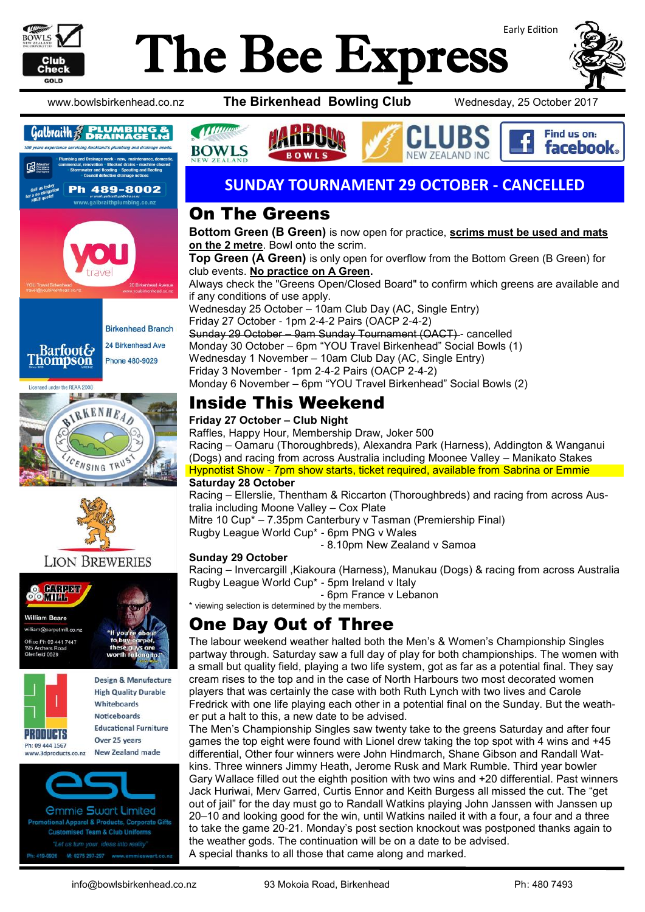# The Bee Express

Early Edition

www.bowlsbirkenhead.co.nz **The Birkenhead Bowling Club** Wednesday, 25 October 2017

**SUNDAY TOURNAMENT 29 OCTOBER - CANCELLED**

## On The Greens

**Bottom Green (B Green)** is now open for practice, **scrims must be used and mats on the 2 metre**. Bowl onto the scrim.
**Top Green (A Green)** is only open for overflow from the Bottom Green (B Green) for club events. **No practice on A Green.**
Always check the "Greens Open/Closed Board" to confirm which greens are available and if any conditions of use apply.

Wednesday 25 October – 10am Club Day (AC, Single Entry)
Friday 27 October - 1pm 2-4-2 Pairs (OACP 2-4-2)
~~Sunday 29 October – 9am Sunday Tournament (OACT)~~ - cancelled
Monday 30 October – 6pm "YOU Travel Birkenhead" Social Bowls (1)
Wednesday 1 November – 10am Club Day (AC, Single Entry)
Friday 3 November - 1pm 2-4-2 Pairs (OACP 2-4-2)
Monday 6 November – 6pm "YOU Travel Birkenhead" Social Bowls (2)

## Inside This Weekend

**Friday 27 October – Club Night**
Raffles, Happy Hour, Membership Draw, Joker 500
Racing – Oamaru (Thoroughbreds), Alexandra Park (Harness), Addington & Wanganui (Dogs) and racing from across Australia including Moonee Valley – Manikato Stakes
Hypnotist Show - 7pm show starts, ticket required, available from Sabrina or Emmie

**Saturday 28 October**
Racing – Ellerslie, Thentham & Riccarton (Thoroughbreds) and racing from across Australia including Moone Valley – Cox Plate
Mitre 10 Cup* – 7.35pm Canterbury v Tasman (Premiership Final)
Rugby League World Cup* - 6pm PNG v Wales
- 8.10pm New Zealand v Samoa

**Sunday 29 October**
Racing – Invercargill ,Kiakoura (Harness), Manukau (Dogs) & racing from across Australia
Rugby League World Cup* - 5pm Ireland v Italy
- 6pm France v Lebanon

* viewing selection is determined by the members.

## One Day Out of Three

The labour weekend weather halted both the Men's & Women's Championship Singles partway through. Saturday saw a full day of play for both championships. The women with a small but quality field, playing a two life system, got as far as a potential final. They say cream rises to the top and in the case of North Harbours two most decorated women players that was certainly the case with both Ruth Lynch with two lives and Carole Fredrick with one life playing each other in a potential final on the Sunday. But the weather put a halt to this, a new date to be advised.

The Men's Championship Singles saw twenty take to the greens Saturday and after four games the top eight were found with Lionel drew taking the top spot with 4 wins and +45 differential, Other four winners were John Hindmarch, Shane Gibson and Randall Watkins. Three winners Jimmy Heath, Jerome Rusk and Mark Rumble. Third year bowler Gary Wallace filled out the eighth position with two wins and +20 differential. Past winners Jack Huriwai, Merv Garred, Curtis Ennor and Keith Burgess all missed the cut. The "get out of jail" for the day must go to Randall Watkins playing John Janssen with Janssen up 20–10 and looking good for the win, until Watkins nailed it with a four, a four and a three to take the game 20-21. Monday's post section knockout was postponed thanks again to the weather gods. The continuation will be on a date to be advised.

A special thanks to all those that came along and marked.

---

**Galbraith Plumbing & Drainage Ltd** — 100 years experience servicing Auckland's plumbing and drainage needs. Plumbing and Drainage work - new, maintenance, domestic, commercial, renovation · Blocked drains - machine cleared · Stormwater and flooding · Spouting and Roofing · Council defective drainage notices. Call us today for a no obligation FREE quote! Ph 489-8002 — www.galbraithplumbing.co.nz

**YOU travel** — YOU Travel Birkenhead, travel@youbirkenhead.co.nz, 20 Birkenhead Avenue, www.youbirkenhead.co.nz

**Barfoot & Thompson** — Birkenhead Branch, 24 Birkenhead Ave, Phone 480-9029. Licensed under the REAA 2008

**Birkenhead Licensing Trust**

**Lion Breweries**

**Carpet Mill** — William Beare, william@carpetmill.co.nz, Office Ph 09 441 7447, 195 Archers Road, Glenfield 0629. "If you're about to buy carpet, these guys are worth talking to!"

**3D Products** — Design & Manufacture, High Quality Durable Whiteboards, Noticeboards, Educational Furniture, Over 25 years, New Zealand made. Ph: 09 444 1567, www.3dproducts.co.nz

**ESL Emmie Swart Limited** — Promotional Apparel & Products, Corporate Gifts, Customised Team & Club Uniforms. "Let us turn your ideas into reality". Ph: 419-0926, M: 0275 297-207, www.emmieswart.co.nz

info@bowlsbirkenhead.co.nz · 93 Mokoia Road, Birkenhead · Ph: 480 7493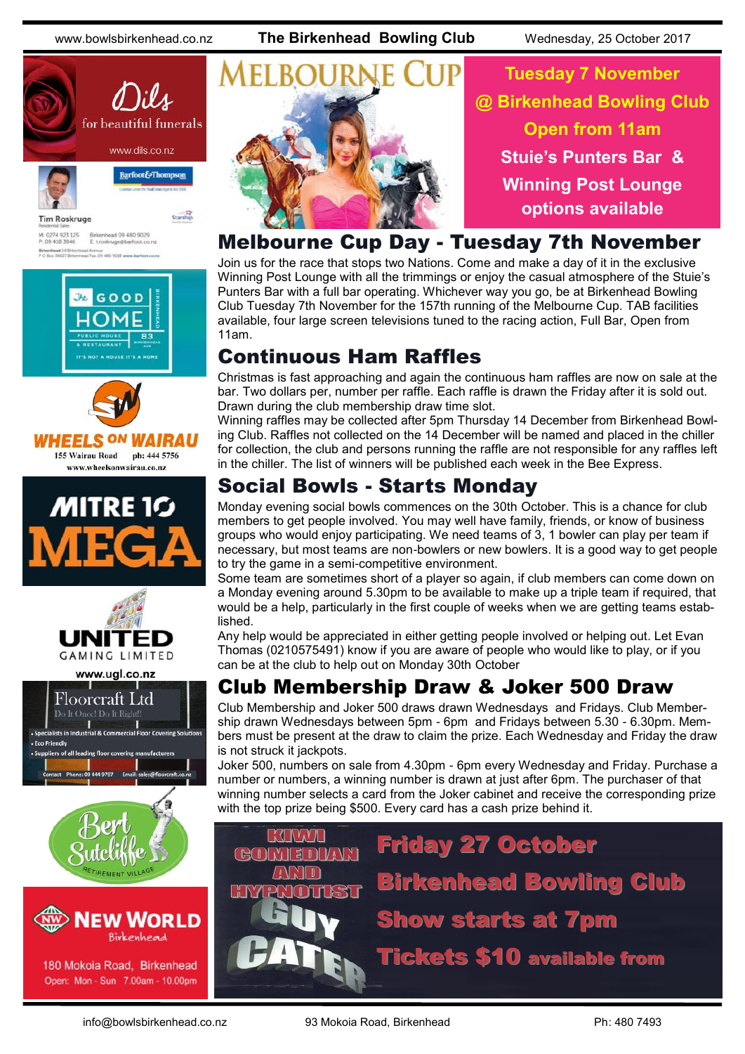**MELBOURNE CUP**

**Tuesday 7 November @ Birkenhead Bowling Club**
**Open from 11am**
**Stuie's Punters Bar & Winning Post Lounge options available**

## Melbourne Cup Day - Tuesday 7th November

Join us for the race that stops two Nations. Come and make a day of it in the exclusive Winning Post Lounge with all the trimmings or enjoy the casual atmosphere of the Stuie's Punters Bar with a full bar operating. Whichever way you go, be at Birkenhead Bowling Club Tuesday 7th November for the 157th running of the Melbourne Cup. TAB facilities available, four large screen televisions tuned to the racing action, Full Bar, Open from 11am.

## Continuous Ham Raffles

Christmas is fast approaching and again the continuous ham raffles are now on sale at the bar. Two dollars per, number per raffle. Each raffle is drawn the Friday after it is sold out. Drawn during the club membership draw time slot.

Winning raffles may be collected after 5pm Thursday 14 December from Birkenhead Bowling Club. Raffles not collected on the 14 December will be named and placed in the chiller for collection, the club and persons running the raffle are not responsible for any raffles left in the chiller. The list of winners will be published each week in the Bee Express.

## Social Bowls - Starts Monday

Monday evening social bowls commences on the 30th October. This is a chance for club members to get people involved. You may well have family, friends, or know of business groups who would enjoy participating. We need teams of 3, 1 bowler can play per team if necessary, but most teams are non-bowlers or new bowlers. It is a good way to get people to try the game in a semi-competitive environment.

Some team are sometimes short of a player so again, if club members can come down on a Monday evening around 5.30pm to be available to make up a triple team if required, that would be a help, particularly in the first couple of weeks when we are getting teams established.

Any help would be appreciated in either getting people involved or helping out. Let Evan Thomas (0210575491) know if you are aware of people who would like to play, or if you can be at the club to help out on Monday 30th October

## Club Membership Draw & Joker 500 Draw

Club Membership and Joker 500 draws drawn Wednesdays and Fridays. Club Membership drawn Wednesdays between 5pm - 6pm and Fridays between 5.30 - 6.30pm. Members must be present at the draw to claim the prize. Each Wednesday and Friday the draw is not struck it jackpots.

Joker 500, numbers on sale from 4.30pm - 6pm every Wednesday and Friday. Purchase a number or numbers, a winning number is drawn at just after 6pm. The purchaser of that winning number selects a card from the Joker cabinet and receive the corresponding prize with the top prize being $500. Every card has a cash prize behind it.

**KIWI COMEDIAN AND HYPNOTIST GUY CATER**

**Friday 27 October**
**Birkenhead Bowling Club**
**Show starts at 7pm**
**Tickets $10 available from**

---

Dils for beautiful funerals — www.dils.co.nz

Tim Roskruge, Residential Sales, Barfoot & Thompson — M: 0274 923 125, P: 09 418 3846, Birkenhead 09 480 9029, E: t.roskruge@barfoot.co.nz

The Good Home — Public House & Restaurant, 83 Birkenhead Ave — It's not a house it's a home

Wheels on Wairau — 155 Wairau Road, ph: 444 5756, www.wheelsonwairau.co.nz

Mitre 10 Mega

United Gaming Limited — www.ugl.co.nz

Floorcraft Ltd — Do It Once! Do It Right!!
- Specialists in Industrial & Commercial Floor Covering Solutions
- Eco Friendly
- Suppliers of all leading floor covering manufacturers

Contact Phone: 09 444 9797 Email: sales@floorcraft.co.nz

Bert Sutcliffe Retirement Village

New World Birkenhead — 180 Mokoia Road, Birkenhead — Open: Mon - Sun 7.00am - 10.00pm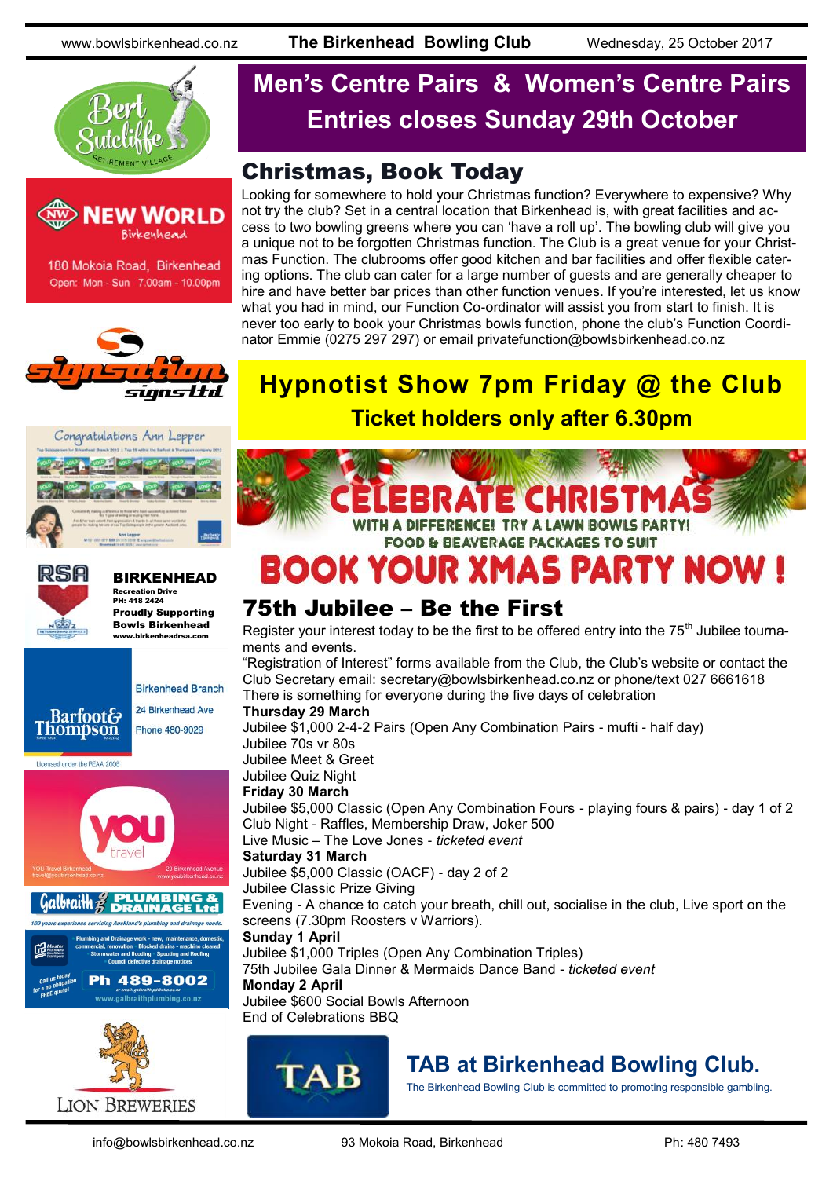## Men's Centre Pairs & Women's Centre Pairs

## Entries closes Sunday 29th October

## Christmas, Book Today

Looking for somewhere to hold your Christmas function? Everywhere to expensive? Why not try the club? Set in a central location that Birkenhead is, with great facilities and access to two bowling greens where you can 'have a roll up'. The bowling club will give you a unique not to be forgotten Christmas function. The Club is a great venue for your Christmas Function. The clubrooms offer good kitchen and bar facilities and offer flexible catering options. The club can cater for a large number of guests and are generally cheaper to hire and have better bar prices than other function venues. If you're interested, let us know what you had in mind, our Function Co-ordinator will assist you from start to finish. It is never too early to book your Christmas bowls function, phone the club's Function Coordinator Emmie (0275 297 297) or email privatefunction@bowlsbirkenhead.co.nz

## Hypnotist Show 7pm Friday @ the Club

**Ticket holders only after 6.30pm**

**CELEBRATE CHRISTMAS**

**WITH A DIFFERENCE! TRY A LAWN BOWLS PARTY!**

**FOOD & BEAVERAGE PACKAGES TO SUIT**

**BOOK YOUR XMAS PARTY NOW !**

## 75th Jubilee – Be the First

Register your interest today to be the first to be offered entry into the 75th Jubilee tournaments and events.

"Registration of Interest" forms available from the Club, the Club's website or contact the Club Secretary email: secretary@bowlsbirkenhead.co.nz or phone/text 027 6661618

There is something for everyone during the five days of celebration

**Thursday 29 March**

Jubilee $1,000 2-4-2 Pairs (Open Any Combination Pairs - mufti - half day)

Jubilee 70s vr 80s

Jubilee Meet & Greet

Jubilee Quiz Night

**Friday 30 March**

Jubilee $5,000 Classic (Open Any Combination Fours - playing fours & pairs) - day 1 of 2

Club Night - Raffles, Membership Draw, Joker 500

Live Music – The Love Jones - *ticketed event*

**Saturday 31 March**

Jubilee $5,000 Classic (OACF) - day 2 of 2

Jubilee Classic Prize Giving

Evening - A chance to catch your breath, chill out, socialise in the club, Live sport on the screens (7.30pm Roosters v Warriors).

**Sunday 1 April**

Jubilee $1,000 Triples (Open Any Combination Triples)

75th Jubilee Gala Dinner & Mermaids Dance Band - *ticketed event*

**Monday 2 April**

Jubilee $600 Social Bowls Afternoon

End of Celebrations BBQ

## TAB at Birkenhead Bowling Club.

The Birkenhead Bowling Club is committed to promoting responsible gambling.

Bert Sutcliffe Retirement Village

NEW WORLD Birkenhead — 180 Mokoia Road, Birkenhead. Open: Mon - Sun 7.00am - 10.00pm

Signsation Signs Ltd

Congratulations Ann Lepper

RSA BIRKENHEAD — Recreation Drive. PH: 418 2424. Proudly Supporting Bowls Birkenhead. www.birkenheadrsa.com

Barfoot & Thompson — Birkenhead Branch, 24 Birkenhead Ave, Phone 480-9029. Licensed under the REAA 2008

YOU travel — YOU Travel Birkenhead, travel@youbirkenhead.co.nz, 20 Birkenhead Avenue, www.youbirkenhead.co.nz

Galbraith Plumbing & Drainage Ltd — 100 years experience servicing Auckland's plumbing and drainage needs. Plumbing and Drainage work - new, maintenance, domestic, commercial, renovation · Blocked drains - machine cleared · Stormwater and flooding · Spouting and Roofing · Council defective drainage notices. Call us today for a no obligation FREE quote! Ph 489-8002. www.galbraithplumbing.co.nz

LION BREWERIES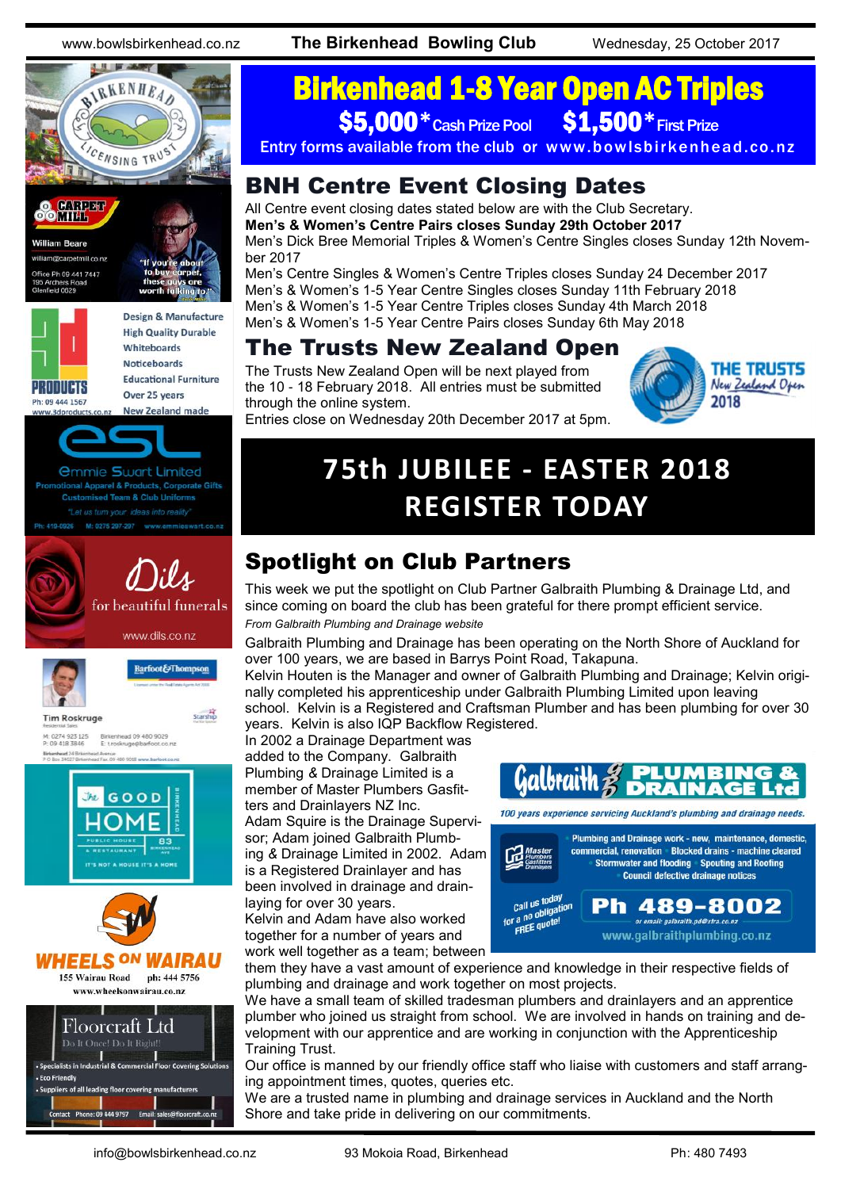# Birkenhead 1-8 Year Open AC Triples

**$5,000* Cash Prize Pool $1,500* First Prize**

Entry forms available from the club or www.bowlsbirkenhead.co.nz

## BNH Centre Event Closing Dates

All Centre event closing dates stated below are with the Club Secretary.

**Men's & Women's Centre Pairs closes Sunday 29th October 2017**

Men's Dick Bree Memorial Triples & Women's Centre Singles closes Sunday 12th November 2017

Men's Centre Singles & Women's Centre Triples closes Sunday 24 December 2017

Men's & Women's 1-5 Year Centre Singles closes Sunday 11th February 2018

Men's & Women's 1-5 Year Centre Triples closes Sunday 4th March 2018

Men's & Women's 1-5 Year Centre Pairs closes Sunday 6th May 2018

## The Trusts New Zealand Open

The Trusts New Zealand Open will be next played from the 10 - 18 February 2018. All entries must be submitted through the online system.

Entries close on Wednesday 20th December 2017 at 5pm.

# 75th JUBILEE - EASTER 2018 REGISTER TODAY

## Spotlight on Club Partners

This week we put the spotlight on Club Partner Galbraith Plumbing & Drainage Ltd, and since coming on board the club has been grateful for there prompt efficient service.

*From Galbraith Plumbing and Drainage website*

Galbraith Plumbing and Drainage has been operating on the North Shore of Auckland for over 100 years, we are based in Barrys Point Road, Takapuna.

Kelvin Houten is the Manager and owner of Galbraith Plumbing and Drainage; Kelvin originally completed his apprenticeship under Galbraith Plumbing Limited upon leaving school. Kelvin is a Registered and Craftsman Plumber and has been plumbing for over 30 years. Kelvin is also IQP Backflow Registered.

In 2002 a Drainage Department was added to the Company. Galbraith Plumbing & Drainage Limited is a member of Master Plumbers Gasfitters and Drainlayers NZ Inc.

Adam Squire is the Drainage Supervisor; Adam joined Galbraith Plumbing & Drainage Limited in 2002. Adam is a Registered Drainlayer and has been involved in drainage and drainlaying for over 30 years.

Kelvin and Adam have also worked together for a number of years and work well together as a team; between them they have a vast amount of experience and knowledge in their respective fields of plumbing and drainage and work together on most projects.

We have a small team of skilled tradesman plumbers and drainlayers and an apprentice plumber who joined us straight from school. We are involved in hands on training and development with our apprentice and are working in conjunction with the Apprenticeship Training Trust.

Our office is manned by our friendly office staff who liaise with customers and staff arranging appointment times, quotes, queries etc.

We are a trusted name in plumbing and drainage services in Auckland and the North Shore and take pride in delivering on our commitments.